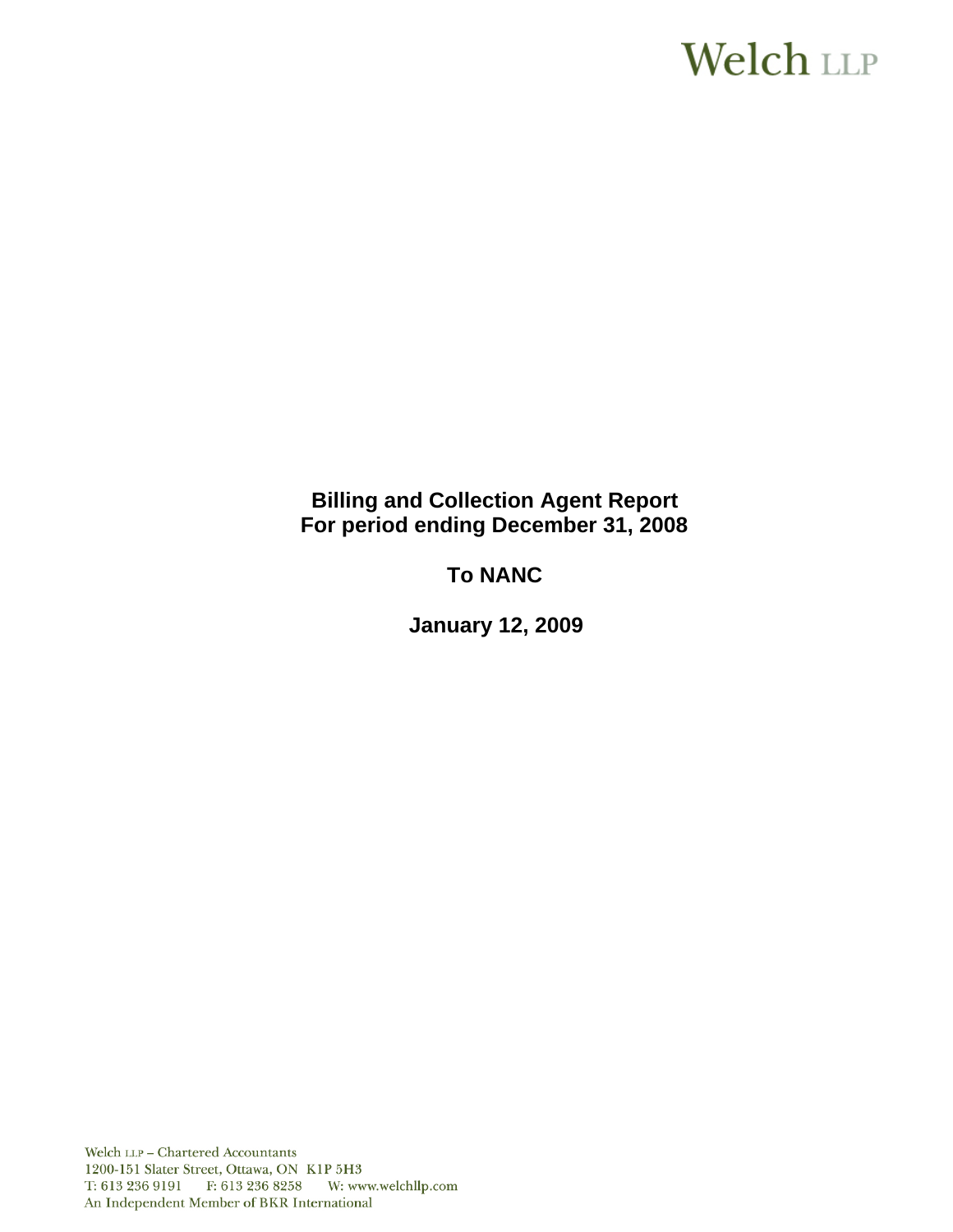Welch LLP

# Billing and Collection Agent Report
# For period ending December 31, 2008

## To NANC

## January 12, 2009

Welch LLP – Chartered Accountants
1200-151 Slater Street, Ottawa, ON K1P 5H3
T: 613 236 9191 F: 613 236 8258 W: www.welchllp.com
An Independent Member of BKR International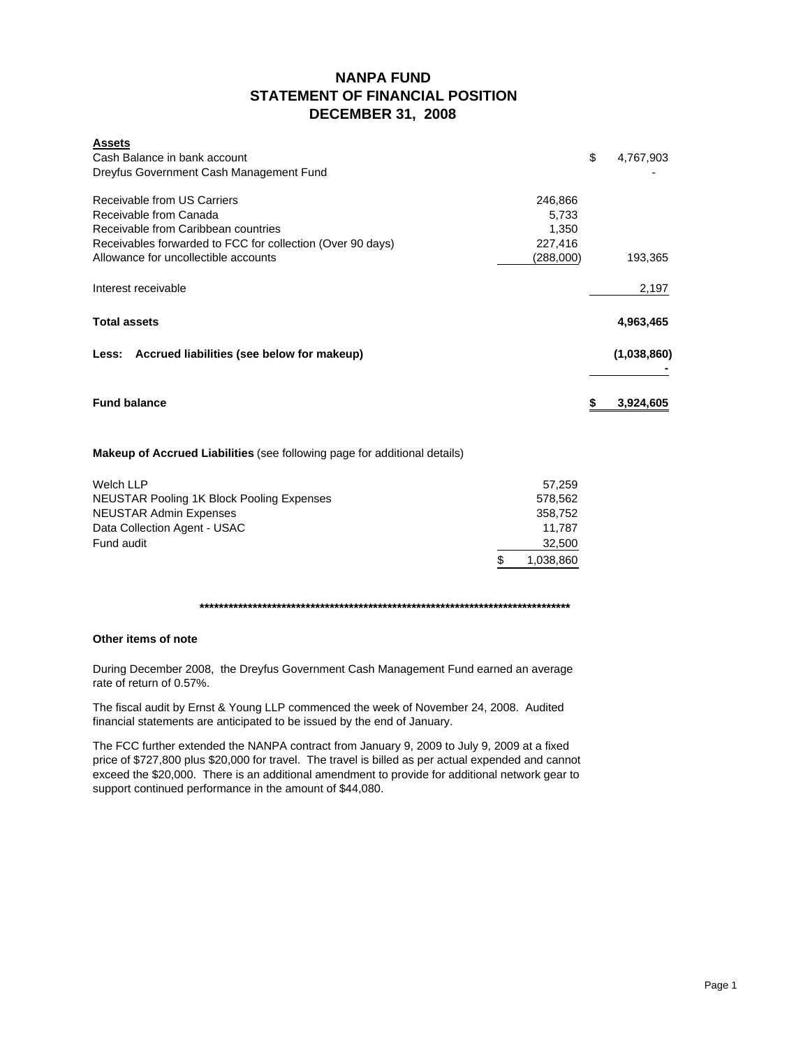# NANPA FUND
## STATEMENT OF FINANCIAL POSITION
## DECEMBER 31, 2008

| **Assets** | | |
|---|---|---|
| Cash Balance in bank account | | $ 4,767,903 |
| Dreyfus Government Cash Management Fund | | - |
| | | |
| Receivable from US Carriers | 246,866 | |
| Receivable from Canada | 5,733 | |
| Receivable from Caribbean countries | 1,350 | |
| Receivables forwarded to FCC for collection (Over 90 days) | 227,416 | |
| Allowance for uncollectible accounts | (288,000) | 193,365 |
| | | |
| Interest receivable | | 2,197 |
| | | |
| **Total assets** | | **4,963,465** |
| | | |
| **Less: Accrued liabilities (see below for makeup)** | | **(1,038,860)** |
| | | **-** |
| | | |
| **Fund balance** | | **$ 3,924,605** |

**Makeup of Accrued Liabilities** (see following page for additional details)

| | |
|---|---|
| Welch LLP | 57,259 |
| NEUSTAR Pooling 1K Block Pooling Expenses | 578,562 |
| NEUSTAR Admin Expenses | 358,752 |
| Data Collection Agent - USAC | 11,787 |
| Fund audit | 32,500 |
| | $ 1,038,860 |

********************************************************************************

**Other items of note**

During December 2008, the Dreyfus Government Cash Management Fund earned an average rate of return of 0.57%.

The fiscal audit by Ernst & Young LLP commenced the week of November 24, 2008. Audited financial statements are anticipated to be issued by the end of January.

The FCC further extended the NANPA contract from January 9, 2009 to July 9, 2009 at a fixed price of $727,800 plus $20,000 for travel. The travel is billed as per actual expended and cannot exceed the $20,000. There is an additional amendment to provide for additional network gear to support continued performance in the amount of $44,080.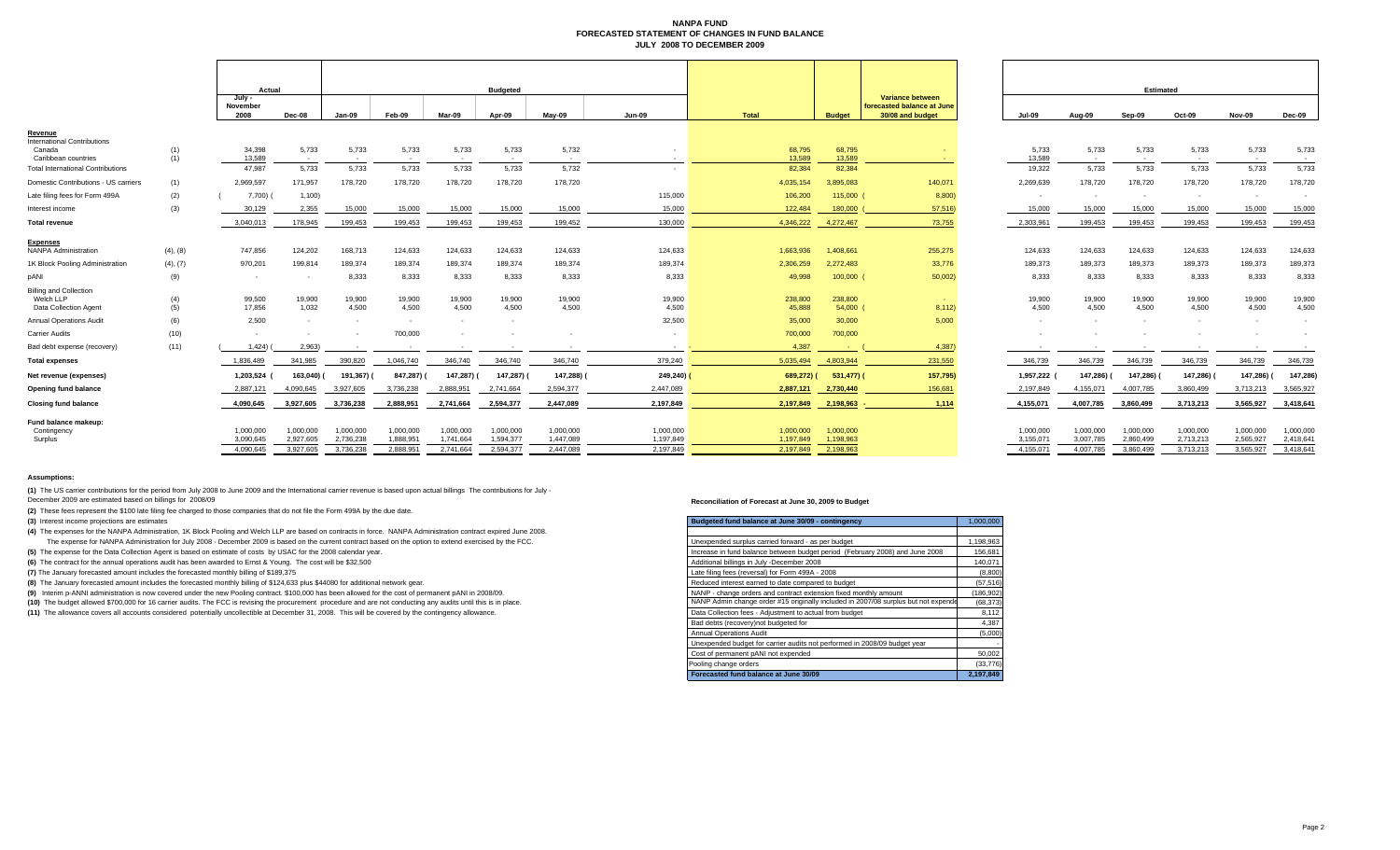# NANPA FUND
## FORECASTED STATEMENT OF CHANGES IN FUND BALANCE
## JULY 2008 TO DECEMBER 2009

| | | Actual | | Budgeted | | | | | | | | Variance between forecasted balance at June 30/08 and budget | Estimated | | | | | |
|---|---|---|---|---|---|---|---|---|---|---|---|---|---|---|---|---|---|---|
| | | July - November 2008 | Dec-08 | Jan-09 | Feb-09 | Mar-09 | Apr-09 | May-09 | Jun-09 | Total | Budget | | Jul-09 | Aug-09 | Sep-09 | Oct-09 | Nov-09 | Dec-09 |
| **Revenue** | | | | | | | | | | | | | | | | | | |
| International Contributions | | | | | | | | | | | | | | | | | | |
| Canada | (1) | 34,398 | 5,733 | 5,733 | 5,733 | 5,733 | 5,733 | 5,732 | - | 68,795 | 68,795 | - | 5,733 | 5,733 | 5,733 | 5,733 | 5,733 | 5,733 |
| Caribbean countries | (1) | 13,589 | - | - | - | - | - | - | - | 13,589 | 13,589 | - | 13,589 | - | - | - | - | - |
| Total International Contributions | | 47,987 | 5,733 | 5,733 | 5,733 | 5,733 | 5,733 | 5,732 | - | 82,384 | 82,384 | | 19,322 | 5,733 | 5,733 | 5,733 | 5,733 | 5,733 |
| Domestic Contributions - US carriers | (1) | 2,969,597 | 171,957 | 178,720 | 178,720 | 178,720 | 178,720 | 178,720 | | 4,035,154 | 3,895,083 | 140,071 | 2,269,639 | 178,720 | 178,720 | 178,720 | 178,720 | 178,720 |
| Late filing fees for Form 499A | (2) | (7,700) | (1,100) | | | | | | 115,000 | 106,200 | 115,000 | (8,800) | - | - | - | - | - | - |
| Interest income | (3) | 30,129 | 2,355 | 15,000 | 15,000 | 15,000 | 15,000 | 15,000 | 15,000 | 122,484 | 180,000 | (57,516) | 15,000 | 15,000 | 15,000 | 15,000 | 15,000 | 15,000 |
| **Total revenue** | | 3,040,013 | 178,945 | 199,453 | 199,453 | 199,453 | 199,453 | 199,452 | 130,000 | 4,346,222 | 4,272,467 | 73,755 | 2,303,961 | 199,453 | 199,453 | 199,453 | 199,453 | 199,453 |
| **Expenses** | | | | | | | | | | | | | | | | | | |
| NANPA Administration | (4), (8) | 747,856 | 124,202 | 168,713 | 124,633 | 124,633 | 124,633 | 124,633 | 124,633 | 1,663,936 | 1,408,661 | 255,275 | 124,633 | 124,633 | 124,633 | 124,633 | 124,633 | 124,633 |
| 1K Block Pooling Administration | (4), (7) | 970,201 | 199,814 | 189,374 | 189,374 | 189,374 | 189,374 | 189,374 | 189,374 | 2,306,259 | 2,272,483 | 33,776 | 189,373 | 189,373 | 189,373 | 189,373 | 189,373 | 189,373 |
| pANI | (9) | - | - | 8,333 | 8,333 | 8,333 | 8,333 | 8,333 | 8,333 | 49,998 | 100,000 | (50,002) | 8,333 | 8,333 | 8,333 | 8,333 | 8,333 | 8,333 |
| Billing and Collection | | | | | | | | | | | | | | | | | | |
| Welch LLP | (4) | 99,500 | 19,900 | 19,900 | 19,900 | 19,900 | 19,900 | 19,900 | 19,900 | 238,800 | 238,800 | - | 19,900 | 19,900 | 19,900 | 19,900 | 19,900 | 19,900 |
| Data Collection Agent | (5) | 17,856 | 1,032 | 4,500 | 4,500 | 4,500 | 4,500 | 4,500 | 4,500 | 45,888 | 54,000 | (8,112) | 4,500 | 4,500 | 4,500 | 4,500 | 4,500 | 4,500 |
| Annual Operations Audit | (6) | 2,500 | - | - | - | - | - | | 32,500 | 35,000 | 30,000 | 5,000 | - | - | - | - | - | - |
| Carrier Audits | (10) | - | - | - | 700,000 | - | - | - | - | 700,000 | 700,000 | | - | - | - | - | - | - |
| Bad debt expense (recovery) | (11) | (1,424) | (2,963) | - | - | - | - | - | - | 4,387 | - | (4,387) | - | - | - | - | - | - |
| **Total expenses** | | 1,836,489 | 341,985 | 390,820 | 1,046,740 | 346,740 | 346,740 | 346,740 | 379,240 | 5,035,494 | 4,803,944 | 231,550 | 346,739 | 346,739 | 346,739 | 346,739 | 346,739 | 346,739 |
| **Net revenue (expenses)** | | 1,203,524 | (163,040) | (191,367) | (847,287) | (147,287) | (147,287) | (147,288) | (249,240) | (689,272) | (531,477) | (157,795) | 1,957,222 | (147,286) | (147,286) | (147,286) | (147,286) | (147,286) |
| **Opening fund balance** | | 2,887,121 | 4,090,645 | 3,927,605 | 3,736,238 | 2,888,951 | 2,741,664 | 2,594,377 | 2,447,089 | 2,887,121 | 2,730,440 | 156,681 | 2,197,849 | 4,155,071 | 4,007,785 | 3,860,499 | 3,713,213 | 3,565,927 |
| **Closing fund balance** | | 4,090,645 | 3,927,605 | 3,736,238 | 2,888,951 | 2,741,664 | 2,594,377 | 2,447,089 | 2,197,849 | 2,197,849 | 2,198,963 | 1,114 | 4,155,071 | 4,007,785 | 3,860,499 | 3,713,213 | 3,565,927 | 3,418,641 |
| **Fund balance makeup:** | | | | | | | | | | | | | | | | | | |
| Contingency | | 1,000,000 | 1,000,000 | 1,000,000 | 1,000,000 | 1,000,000 | 1,000,000 | 1,000,000 | 1,000,000 | 1,000,000 | 1,000,000 | | 1,000,000 | 1,000,000 | 1,000,000 | 1,000,000 | 1,000,000 | 1,000,000 |
| Surplus | | 3,090,645 | 2,927,605 | 2,736,238 | 1,888,951 | 1,741,664 | 1,594,377 | 1,447,089 | 1,197,849 | 1,197,849 | 1,198,963 | | 3,155,071 | 3,007,785 | 2,860,499 | 2,713,213 | 2,565,927 | 2,418,641 |
| | | 4,090,645 | 3,927,605 | 3,736,238 | 2,888,951 | 2,741,664 | 2,594,377 | 2,447,089 | 2,197,849 | 2,197,849 | 2,198,963 | | 4,155,071 | 4,007,785 | 3,860,499 | 3,713,213 | 3,565,927 | 3,418,641 |

**Assumptions:**

**(1)** The US carrier contributions for the period from July 2008 to June 2009 and the International carrier revenue is based upon actual billings The contributions for July - December 2009 are estimated based on billings for 2008/09

**(2)** These fees represent the $100 late filing fee charged to those companies that do not file the Form 499A by the due date.

**(3)** Interest income projections are estimates

**(4)** The expenses for the NANPA Administration, 1K Block Pooling and Welch LLP are based on contracts in force. NANPA Administration contract expired June 2008. The expense for NANPA Administration for July 2008 - December 2009 is based on the current contract based on the option to extend exercised by the FCC.

**(5)** The expense for the Data Collection Agent is based on estimate of costs by USAC for the 2008 calendar year.

**(6)** The contract for the annual operations audit has been awarded to Ernst & Young. The cost will be $32,500

**(7)** The January forecasted amount includes the forecasted monthly billing of $189,375

**(8)** The January forecasted amount includes the forecasted monthly billing of $124,633 plus $44080 for additional network gear.

**(9)** Interim p-ANNI administration is now covered under the new Pooling contract. $100,000 has been allowed for the cost of permanent pANI in 2008/09.

**(10)** The budget allowed $700,000 for 16 carrier audits. The FCC is revising the procurement procedure and are not conducting any audits until this is in place.

**(11)** The allowance covers all accounts considered potentially uncollectible at December 31, 2008. This will be covered by the contingency allowance.

**Reconciliation of Forecast at June 30, 2009 to Budget**

| Budgeted fund balance at June 30/09 - contingency | 1,000,000 |
|---|---|
| | |
| Unexpended surplus carried forward - as per budget | 1,198,963 |
| Increase in fund balance between budget period (February 2008) and June 2008 | 156,681 |
| Additional billings in July -December 2008 | 140,071 |
| Late filing fees (reversal) for Form 499A - 2008 | (8,800) |
| Reduced interest earned to date compared to budget | (57,516) |
| NANP - change orders and contract extension fixed monthly amount | (186,902) |
| NANP Admin change order #15 originally included in 2007/08 surplus but not expended | (68,373) |
| Data Collection fees - Adjustment to actual from budget | 8,112 |
| Bad debts (recovery)not budgeted for | 4,387 |
| Annual Operations Audit | (5,000) |
| Unexpended budget for carrier audits not performed in 2008/09 budget year | - |
| Cost of permanent pANI not expended | 50,002 |
| Pooling change orders | (33,776) |
| **Forecasted fund balance at June 30/09** | **2,197,849** |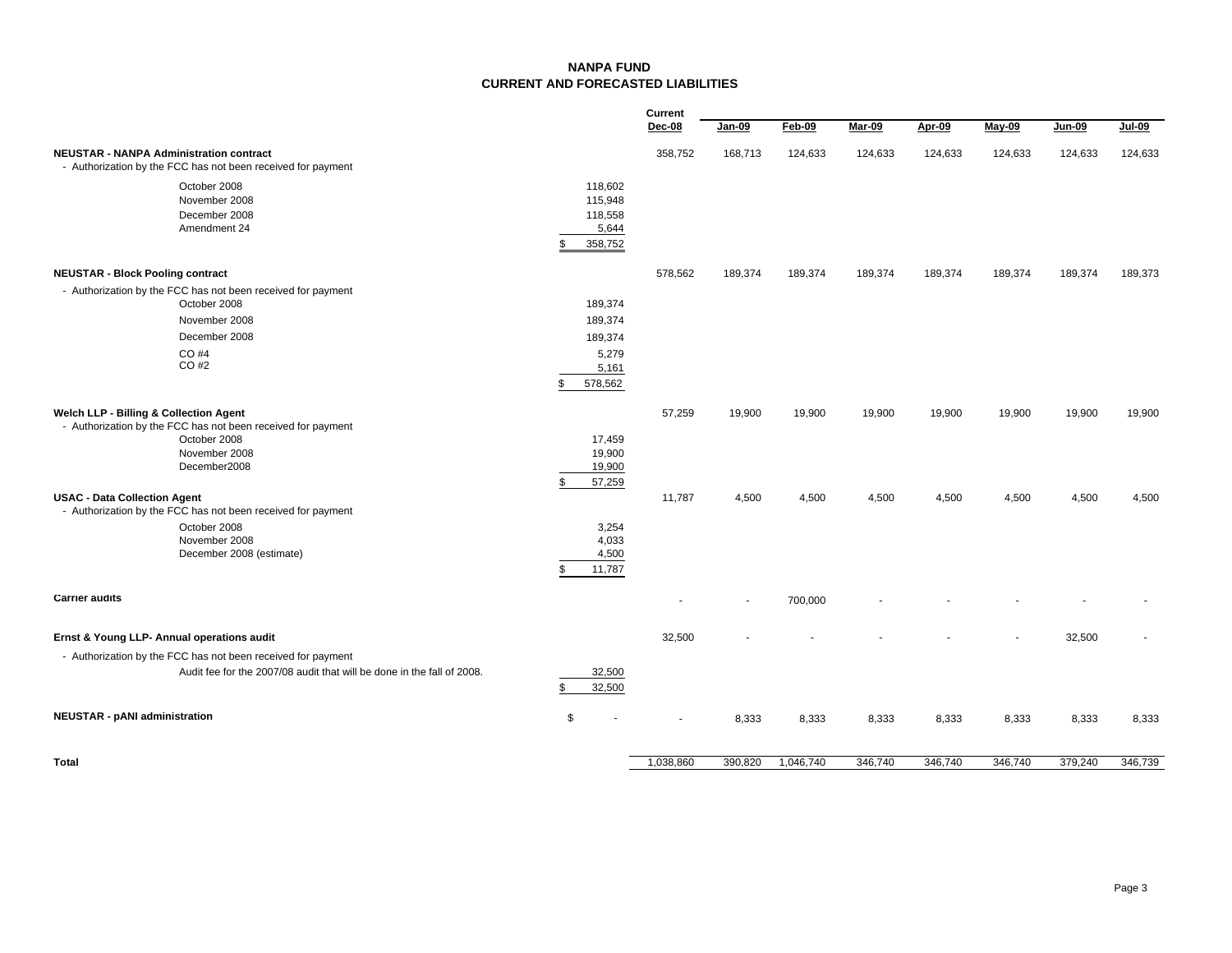# NANPA FUND
## CURRENT AND FORECASTED LIABILITIES

| | | Current Dec-08 | Jan-09 | Feb-09 | Mar-09 | Apr-09 | May-09 | Jun-09 | Jul-09 |
|---|---|---|---|---|---|---|---|---|---|
| **NEUSTAR - NANPA Administration contract** | | 358,752 | 168,713 | 124,633 | 124,633 | 124,633 | 124,633 | 124,633 | 124,633 |
| - Authorization by the FCC has not been received for payment | | | | | | | | | |
| October 2008 | 118,602 | | | | | | | | |
| November 2008 | 115,948 | | | | | | | | |
| December 2008 | 118,558 | | | | | | | | |
| Amendment 24 | 5,644 | | | | | | | | |
| | $ 358,752 | | | | | | | | |
| **NEUSTAR - Block Pooling contract** | | 578,562 | 189,374 | 189,374 | 189,374 | 189,374 | 189,374 | 189,374 | 189,373 |
| - Authorization by the FCC has not been received for payment | | | | | | | | | |
| October 2008 | 189,374 | | | | | | | | |
| November 2008 | 189,374 | | | | | | | | |
| December 2008 | 189,374 | | | | | | | | |
| CO #4 | 5,279 | | | | | | | | |
| CO #2 | 5,161 | | | | | | | | |
| | $ 578,562 | | | | | | | | |
| **Welch LLP - Billing & Collection Agent** | | 57,259 | 19,900 | 19,900 | 19,900 | 19,900 | 19,900 | 19,900 | 19,900 |
| - Authorization by the FCC has not been received for payment | | | | | | | | | |
| October 2008 | 17,459 | | | | | | | | |
| November 2008 | 19,900 | | | | | | | | |
| December2008 | 19,900 | | | | | | | | |
| | $ 57,259 | | | | | | | | |
| **USAC - Data Collection Agent** | | 11,787 | 4,500 | 4,500 | 4,500 | 4,500 | 4,500 | 4,500 | 4,500 |
| - Authorization by the FCC has not been received for payment | | | | | | | | | |
| October 2008 | 3,254 | | | | | | | | |
| November 2008 | 4,033 | | | | | | | | |
| December 2008 (estimate) | 4,500 | | | | | | | | |
| | $ 11,787 | | | | | | | | |
| **Carrier audits** | | - | - | 700,000 | - | - | - | - | - |
| **Ernst & Young LLP- Annual operations audit** | | 32,500 | - | - | - | - | - | 32,500 | - |
| - Authorization by the FCC has not been received for payment | | | | | | | | | |
| Audit fee for the 2007/08 audit that will be done in the fall of 2008. | 32,500 | | | | | | | | |
| | $ 32,500 | | | | | | | | |
| **NEUSTAR - pANI administration** | $ - | - | 8,333 | 8,333 | 8,333 | 8,333 | 8,333 | 8,333 | 8,333 |
| **Total** | | 1,038,860 | 390,820 | 1,046,740 | 346,740 | 346,740 | 346,740 | 379,240 | 346,739 |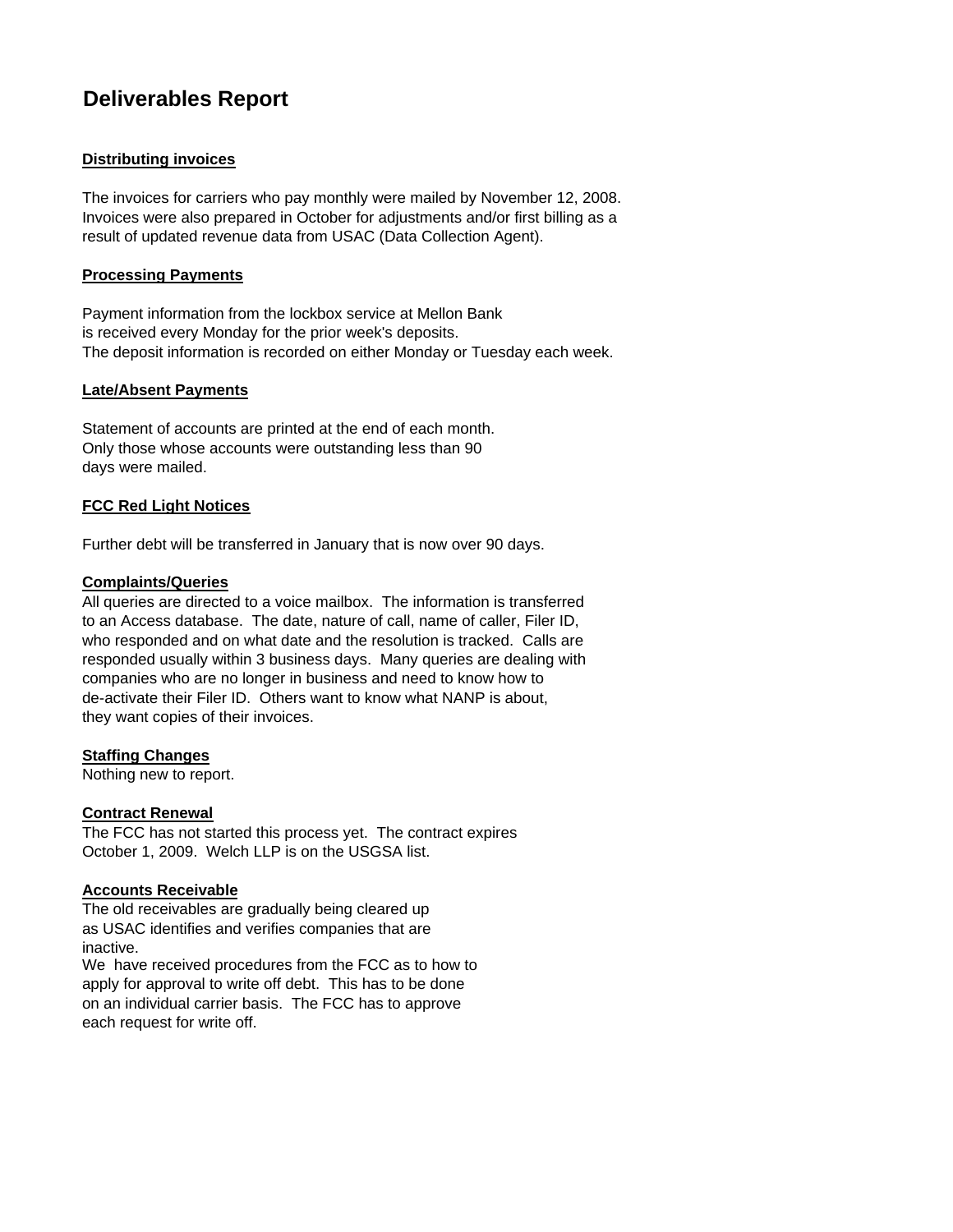# Deliverables Report

**Distributing invoices**

The invoices for carriers who pay monthly were mailed by November 12, 2008. Invoices were also prepared in October for adjustments and/or first billing as a result of updated revenue data from USAC (Data Collection Agent).

**Processing Payments**

Payment information from the lockbox service at Mellon Bank is received every Monday for the prior week's deposits. The deposit information is recorded on either Monday or Tuesday each week.

**Late/Absent Payments**

Statement of accounts are printed at the end of each month. Only those whose accounts were outstanding less than 90 days were mailed.

**FCC Red Light Notices**

Further debt will be transferred in January that is now over 90 days.

**Complaints/Queries**

All queries are directed to a voice mailbox. The information is transferred to an Access database. The date, nature of call, name of caller, Filer ID, who responded and on what date and the resolution is tracked. Calls are responded usually within 3 business days. Many queries are dealing with companies who are no longer in business and need to know how to de-activate their Filer ID. Others want to know what NANP is about, they want copies of their invoices.

**Staffing Changes**

Nothing new to report.

**Contract Renewal**

The FCC has not started this process yet. The contract expires October 1, 2009. Welch LLP is on the USGSA list.

**Accounts Receivable**

The old receivables are gradually being cleared up as USAC identifies and verifies companies that are inactive.
We have received procedures from the FCC as to how to apply for approval to write off debt. This has to be done on an individual carrier basis. The FCC has to approve each request for write off.